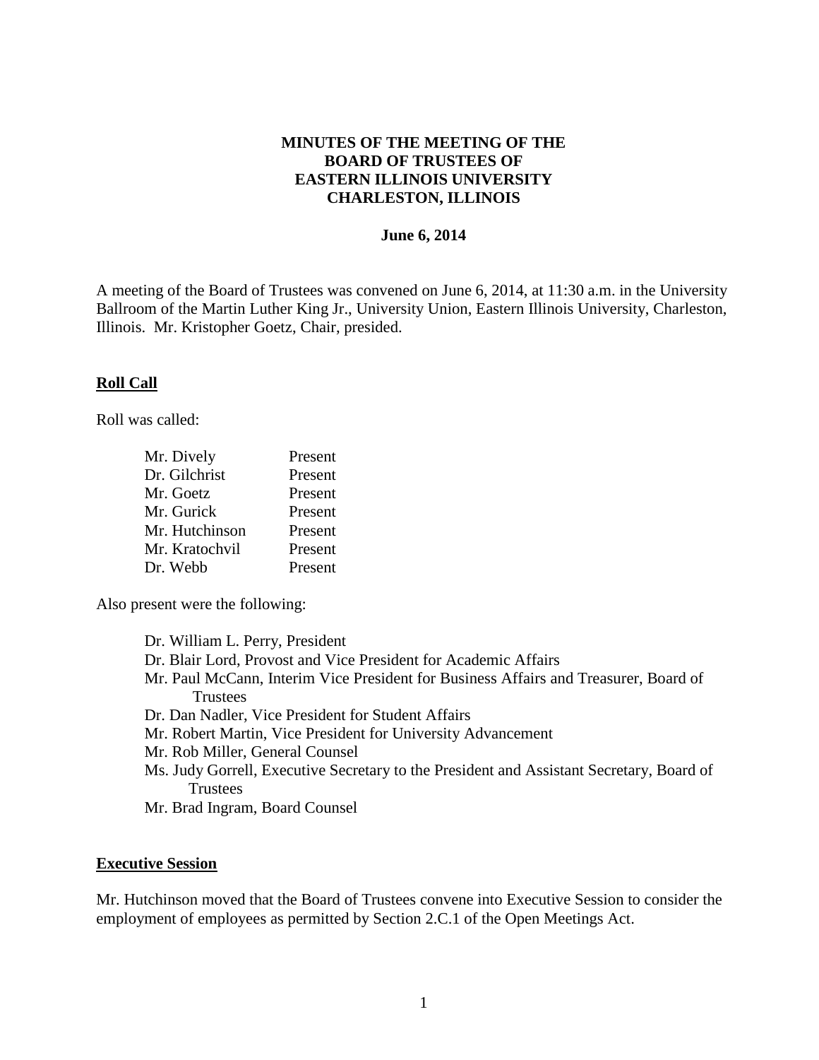# MINUTES OF THE MEETING OF THE BOARD OF TRUSTEES OF EASTERN ILLINOIS UNIVERSITY CHARLESTON, ILLINOIS

**June 6, 2014**

A meeting of the Board of Trustees was convened on June 6, 2014, at 11:30 a.m. in the University Ballroom of the Martin Luther King Jr., University Union, Eastern Illinois University, Charleston, Illinois. Mr. Kristopher Goetz, Chair, presided.

## Roll Call

Roll was called:

| | |
|---|---|
| Mr. Dively | Present |
| Dr. Gilchrist | Present |
| Mr. Goetz | Present |
| Mr. Gurick | Present |
| Mr. Hutchinson | Present |
| Mr. Kratochvil | Present |
| Dr. Webb | Present |

Also present were the following:

- Dr. William L. Perry, President
- Dr. Blair Lord, Provost and Vice President for Academic Affairs
- Mr. Paul McCann, Interim Vice President for Business Affairs and Treasurer, Board of Trustees
- Dr. Dan Nadler, Vice President for Student Affairs
- Mr. Robert Martin, Vice President for University Advancement
- Mr. Rob Miller, General Counsel
- Ms. Judy Gorrell, Executive Secretary to the President and Assistant Secretary, Board of Trustees
- Mr. Brad Ingram, Board Counsel

## Executive Session

Mr. Hutchinson moved that the Board of Trustees convene into Executive Session to consider the employment of employees as permitted by Section 2.C.1 of the Open Meetings Act.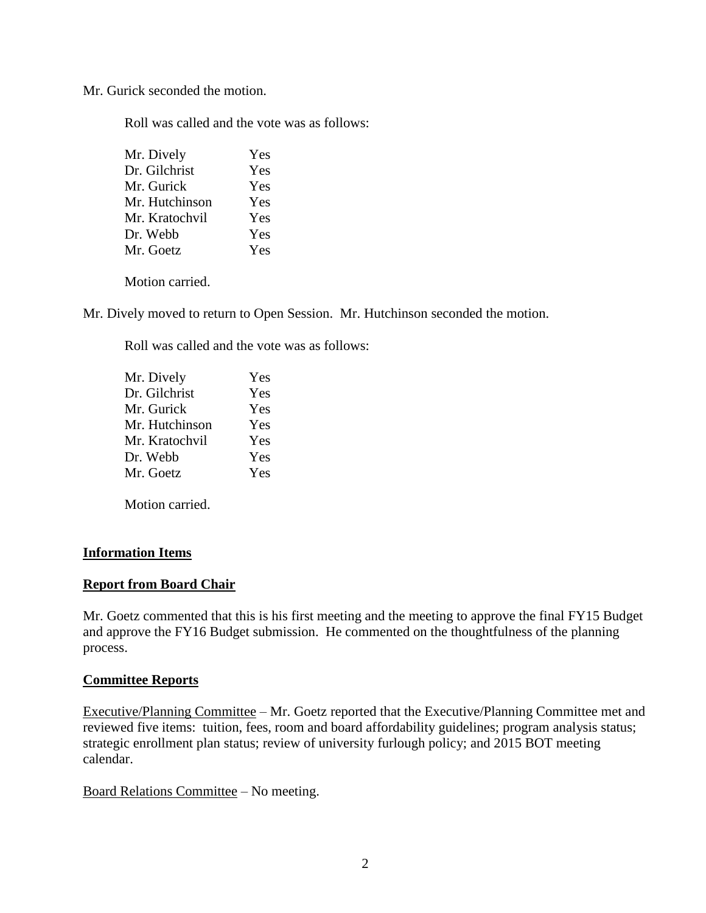Mr. Gurick seconded the motion.

Roll was called and the vote was as follows:

| | |
|---|---|
| Mr. Dively | Yes |
| Dr. Gilchrist | Yes |
| Mr. Gurick | Yes |
| Mr. Hutchinson | Yes |
| Mr. Kratochvil | Yes |
| Dr. Webb | Yes |
| Mr. Goetz | Yes |

Motion carried.

Mr. Dively moved to return to Open Session. Mr. Hutchinson seconded the motion.

Roll was called and the vote was as follows:

| | |
|---|---|
| Mr. Dively | Yes |
| Dr. Gilchrist | Yes |
| Mr. Gurick | Yes |
| Mr. Hutchinson | Yes |
| Mr. Kratochvil | Yes |
| Dr. Webb | Yes |
| Mr. Goetz | Yes |

Motion carried.

## Information Items

## Report from Board Chair

Mr. Goetz commented that this is his first meeting and the meeting to approve the final FY15 Budget and approve the FY16 Budget submission. He commented on the thoughtfulness of the planning process.

## Committee Reports

Executive/Planning Committee – Mr. Goetz reported that the Executive/Planning Committee met and reviewed five items: tuition, fees, room and board affordability guidelines; program analysis status; strategic enrollment plan status; review of university furlough policy; and 2015 BOT meeting calendar.

Board Relations Committee – No meeting.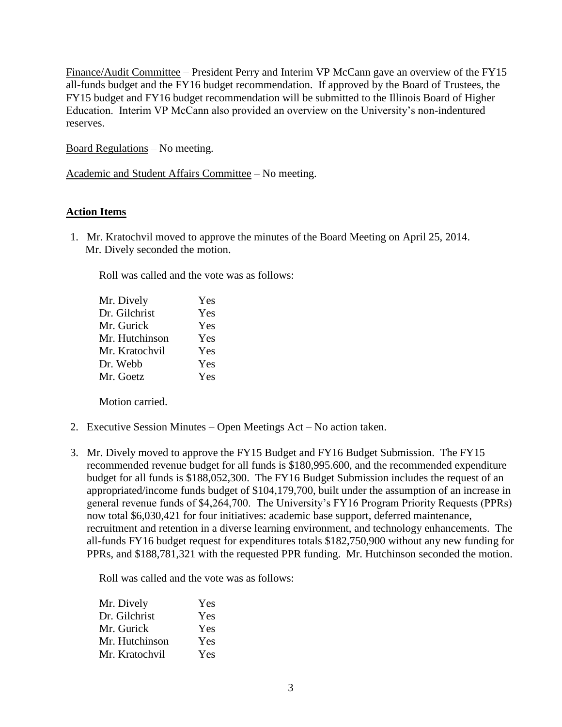<u>Finance/Audit Committee</u> – President Perry and Interim VP McCann gave an overview of the FY15 all-funds budget and the FY16 budget recommendation. If approved by the Board of Trustees, the FY15 budget and FY16 budget recommendation will be submitted to the Illinois Board of Higher Education. Interim VP McCann also provided an overview on the University's non-indentured reserves.

<u>Board Regulations</u> – No meeting.

<u>Academic and Student Affairs Committee</u> – No meeting.

## Action Items

1. Mr. Kratochvil moved to approve the minutes of the Board Meeting on April 25, 2014. Mr. Dively seconded the motion.

   Roll was called and the vote was as follows:

   | | |
   |---|---|
   | Mr. Dively | Yes |
   | Dr. Gilchrist | Yes |
   | Mr. Gurick | Yes |
   | Mr. Hutchinson | Yes |
   | Mr. Kratochvil | Yes |
   | Dr. Webb | Yes |
   | Mr. Goetz | Yes |

   Motion carried.

2. Executive Session Minutes – Open Meetings Act – No action taken.

3. Mr. Dively moved to approve the FY15 Budget and FY16 Budget Submission. The FY15 recommended revenue budget for all funds is $180,995.600, and the recommended expenditure budget for all funds is $188,052,300. The FY16 Budget Submission includes the request of an appropriated/income funds budget of $104,179,700, built under the assumption of an increase in general revenue funds of $4,264,700. The University's FY16 Program Priority Requests (PPRs) now total $6,030,421 for four initiatives: academic base support, deferred maintenance, recruitment and retention in a diverse learning environment, and technology enhancements. The all-funds FY16 budget request for expenditures totals $182,750,900 without any new funding for PPRs, and $188,781,321 with the requested PPR funding. Mr. Hutchinson seconded the motion.

   Roll was called and the vote was as follows:

   | | |
   |---|---|
   | Mr. Dively | Yes |
   | Dr. Gilchrist | Yes |
   | Mr. Gurick | Yes |
   | Mr. Hutchinson | Yes |
   | Mr. Kratochvil | Yes |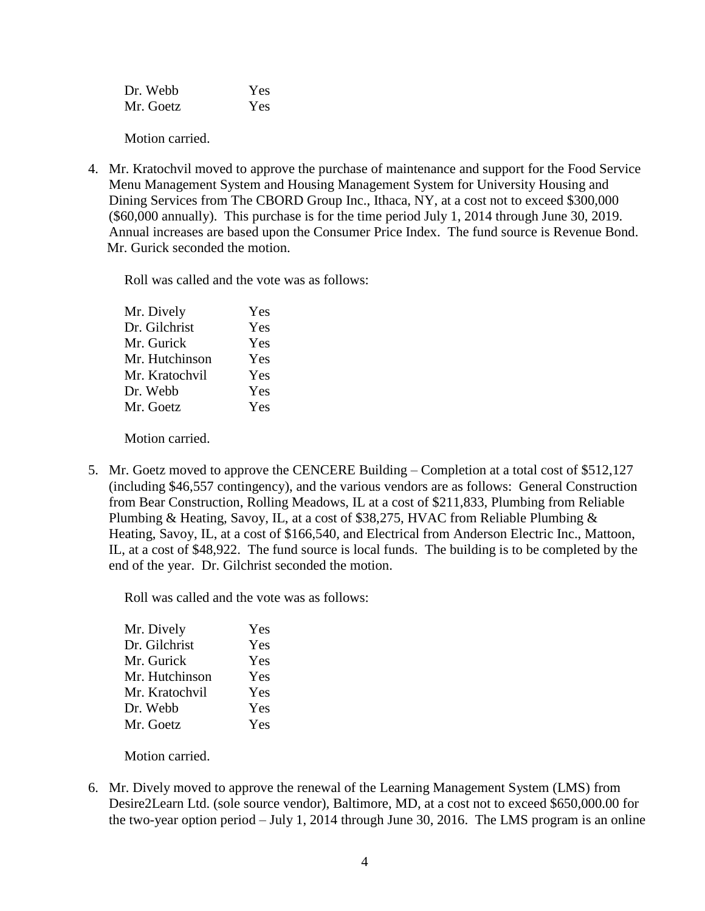| | |
|---|---|
| Dr. Webb | Yes |
| Mr. Goetz | Yes |

Motion carried.

4. Mr. Kratochvil moved to approve the purchase of maintenance and support for the Food Service Menu Management System and Housing Management System for University Housing and Dining Services from The CBORD Group Inc., Ithaca, NY, at a cost not to exceed $300,000 ($60,000 annually). This purchase is for the time period July 1, 2014 through June 30, 2019. Annual increases are based upon the Consumer Price Index. The fund source is Revenue Bond. Mr. Gurick seconded the motion.

   Roll was called and the vote was as follows:

   | | |
   |---|---|
   | Mr. Dively | Yes |
   | Dr. Gilchrist | Yes |
   | Mr. Gurick | Yes |
   | Mr. Hutchinson | Yes |
   | Mr. Kratochvil | Yes |
   | Dr. Webb | Yes |
   | Mr. Goetz | Yes |

   Motion carried.

5. Mr. Goetz moved to approve the CENCERE Building – Completion at a total cost of $512,127 (including $46,557 contingency), and the various vendors are as follows: General Construction from Bear Construction, Rolling Meadows, IL at a cost of $211,833, Plumbing from Reliable Plumbing & Heating, Savoy, IL, at a cost of $38,275, HVAC from Reliable Plumbing & Heating, Savoy, IL, at a cost of $166,540, and Electrical from Anderson Electric Inc., Mattoon, IL, at a cost of $48,922. The fund source is local funds. The building is to be completed by the end of the year. Dr. Gilchrist seconded the motion.

   Roll was called and the vote was as follows:

   | | |
   |---|---|
   | Mr. Dively | Yes |
   | Dr. Gilchrist | Yes |
   | Mr. Gurick | Yes |
   | Mr. Hutchinson | Yes |
   | Mr. Kratochvil | Yes |
   | Dr. Webb | Yes |
   | Mr. Goetz | Yes |

   Motion carried.

6. Mr. Dively moved to approve the renewal of the Learning Management System (LMS) from Desire2Learn Ltd. (sole source vendor), Baltimore, MD, at a cost not to exceed $650,000.00 for the two-year option period – July 1, 2014 through June 30, 2016. The LMS program is an online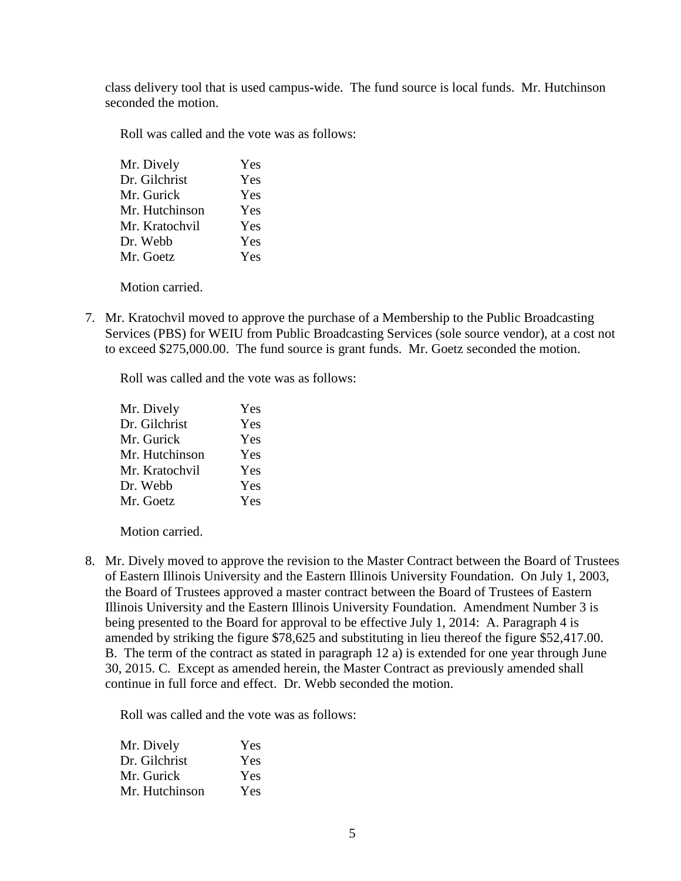class delivery tool that is used campus-wide. The fund source is local funds. Mr. Hutchinson seconded the motion.

Roll was called and the vote was as follows:

| | |
|---|---|
| Mr. Dively | Yes |
| Dr. Gilchrist | Yes |
| Mr. Gurick | Yes |
| Mr. Hutchinson | Yes |
| Mr. Kratochvil | Yes |
| Dr. Webb | Yes |
| Mr. Goetz | Yes |

Motion carried.

7. Mr. Kratochvil moved to approve the purchase of a Membership to the Public Broadcasting Services (PBS) for WEIU from Public Broadcasting Services (sole source vendor), at a cost not to exceed $275,000.00. The fund source is grant funds. Mr. Goetz seconded the motion.

Roll was called and the vote was as follows:

| | |
|---|---|
| Mr. Dively | Yes |
| Dr. Gilchrist | Yes |
| Mr. Gurick | Yes |
| Mr. Hutchinson | Yes |
| Mr. Kratochvil | Yes |
| Dr. Webb | Yes |
| Mr. Goetz | Yes |

Motion carried.

8. Mr. Dively moved to approve the revision to the Master Contract between the Board of Trustees of Eastern Illinois University and the Eastern Illinois University Foundation. On July 1, 2003, the Board of Trustees approved a master contract between the Board of Trustees of Eastern Illinois University and the Eastern Illinois University Foundation. Amendment Number 3 is being presented to the Board for approval to be effective July 1, 2014: A. Paragraph 4 is amended by striking the figure $78,625 and substituting in lieu thereof the figure $52,417.00. B. The term of the contract as stated in paragraph 12 a) is extended for one year through June 30, 2015. C. Except as amended herein, the Master Contract as previously amended shall continue in full force and effect. Dr. Webb seconded the motion.

Roll was called and the vote was as follows:

| | |
|---|---|
| Mr. Dively | Yes |
| Dr. Gilchrist | Yes |
| Mr. Gurick | Yes |
| Mr. Hutchinson | Yes |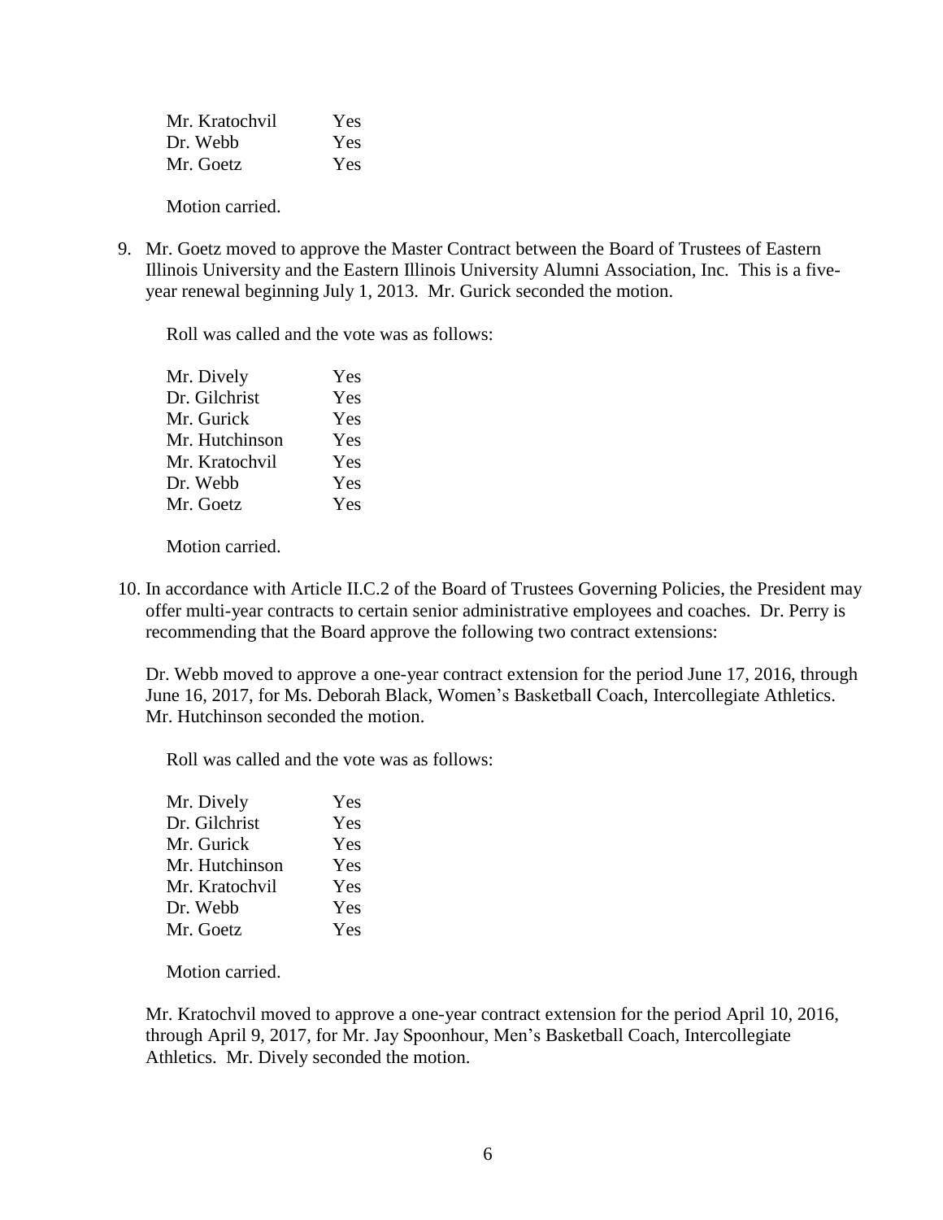| | |
|---|---|
| Mr. Kratochvil | Yes |
| Dr. Webb | Yes |
| Mr. Goetz | Yes |

Motion carried.

9. Mr. Goetz moved to approve the Master Contract between the Board of Trustees of Eastern Illinois University and the Eastern Illinois University Alumni Association, Inc. This is a five-year renewal beginning July 1, 2013. Mr. Gurick seconded the motion.

   Roll was called and the vote was as follows:

   | | |
   |---|---|
   | Mr. Dively | Yes |
   | Dr. Gilchrist | Yes |
   | Mr. Gurick | Yes |
   | Mr. Hutchinson | Yes |
   | Mr. Kratochvil | Yes |
   | Dr. Webb | Yes |
   | Mr. Goetz | Yes |

   Motion carried.

10. In accordance with Article II.C.2 of the Board of Trustees Governing Policies, the President may offer multi-year contracts to certain senior administrative employees and coaches. Dr. Perry is recommending that the Board approve the following two contract extensions:

    Dr. Webb moved to approve a one-year contract extension for the period June 17, 2016, through June 16, 2017, for Ms. Deborah Black, Women's Basketball Coach, Intercollegiate Athletics. Mr. Hutchinson seconded the motion.

    Roll was called and the vote was as follows:

    | | |
    |---|---|
    | Mr. Dively | Yes |
    | Dr. Gilchrist | Yes |
    | Mr. Gurick | Yes |
    | Mr. Hutchinson | Yes |
    | Mr. Kratochvil | Yes |
    | Dr. Webb | Yes |
    | Mr. Goetz | Yes |

    Motion carried.

    Mr. Kratochvil moved to approve a one-year contract extension for the period April 10, 2016, through April 9, 2017, for Mr. Jay Spoonhour, Men's Basketball Coach, Intercollegiate Athletics. Mr. Dively seconded the motion.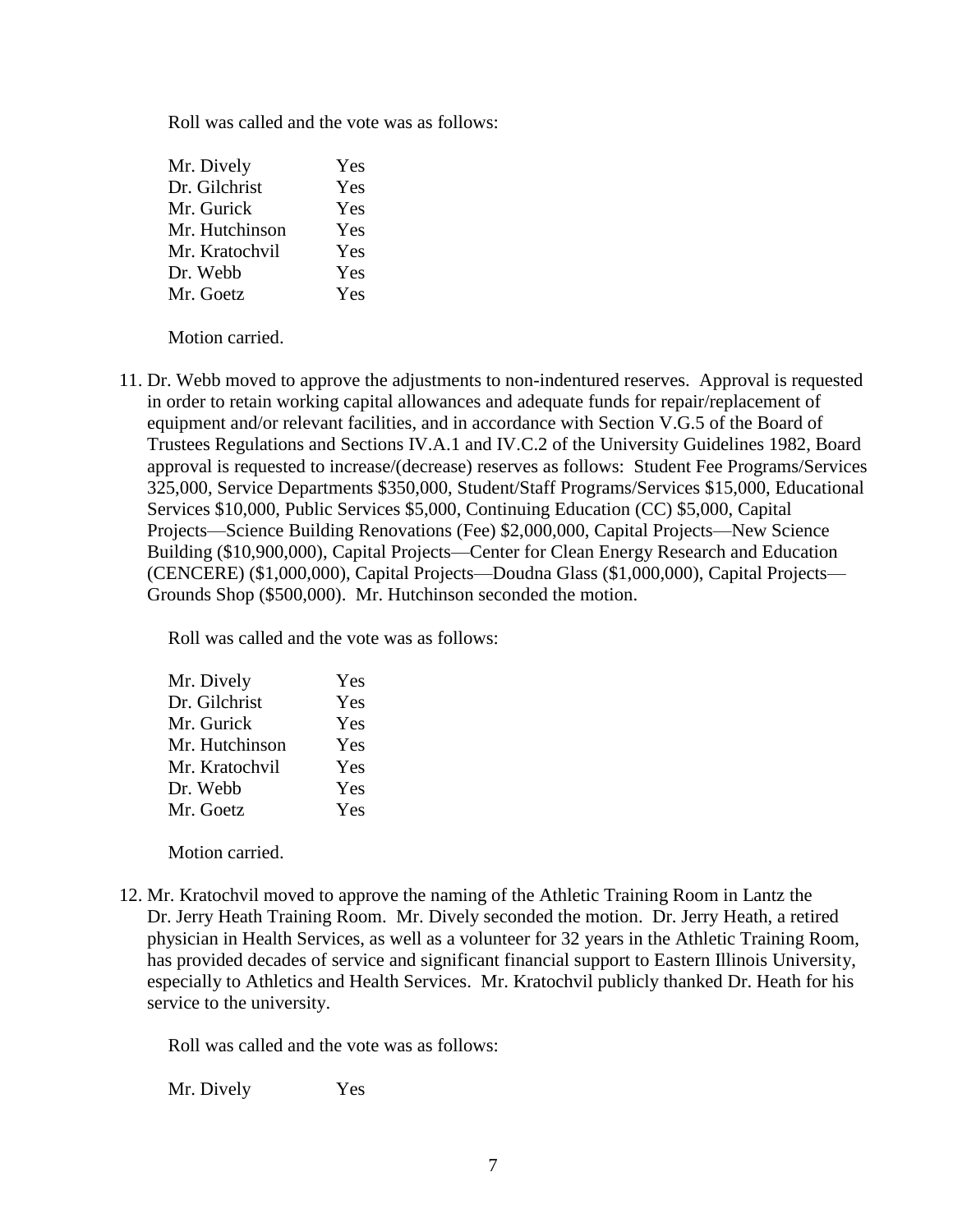Roll was called and the vote was as follows:

| | |
|---|---|
| Mr. Dively | Yes |
| Dr. Gilchrist | Yes |
| Mr. Gurick | Yes |
| Mr. Hutchinson | Yes |
| Mr. Kratochvil | Yes |
| Dr. Webb | Yes |
| Mr. Goetz | Yes |

Motion carried.

11. Dr. Webb moved to approve the adjustments to non-indentured reserves. Approval is requested in order to retain working capital allowances and adequate funds for repair/replacement of equipment and/or relevant facilities, and in accordance with Section V.G.5 of the Board of Trustees Regulations and Sections IV.A.1 and IV.C.2 of the University Guidelines 1982, Board approval is requested to increase/(decrease) reserves as follows: Student Fee Programs/Services 325,000, Service Departments $350,000, Student/Staff Programs/Services $15,000, Educational Services $10,000, Public Services $5,000, Continuing Education (CC) $5,000, Capital Projects—Science Building Renovations (Fee) $2,000,000, Capital Projects—New Science Building ($10,900,000), Capital Projects—Center for Clean Energy Research and Education (CENCERE) ($1,000,000), Capital Projects—Doudna Glass ($1,000,000), Capital Projects—Grounds Shop ($500,000). Mr. Hutchinson seconded the motion.

Roll was called and the vote was as follows:

| | |
|---|---|
| Mr. Dively | Yes |
| Dr. Gilchrist | Yes |
| Mr. Gurick | Yes |
| Mr. Hutchinson | Yes |
| Mr. Kratochvil | Yes |
| Dr. Webb | Yes |
| Mr. Goetz | Yes |

Motion carried.

12. Mr. Kratochvil moved to approve the naming of the Athletic Training Room in Lantz the Dr. Jerry Heath Training Room. Mr. Dively seconded the motion. Dr. Jerry Heath, a retired physician in Health Services, as well as a volunteer for 32 years in the Athletic Training Room, has provided decades of service and significant financial support to Eastern Illinois University, especially to Athletics and Health Services. Mr. Kratochvil publicly thanked Dr. Heath for his service to the university.

Roll was called and the vote was as follows:

| | |
|---|---|
| Mr. Dively | Yes |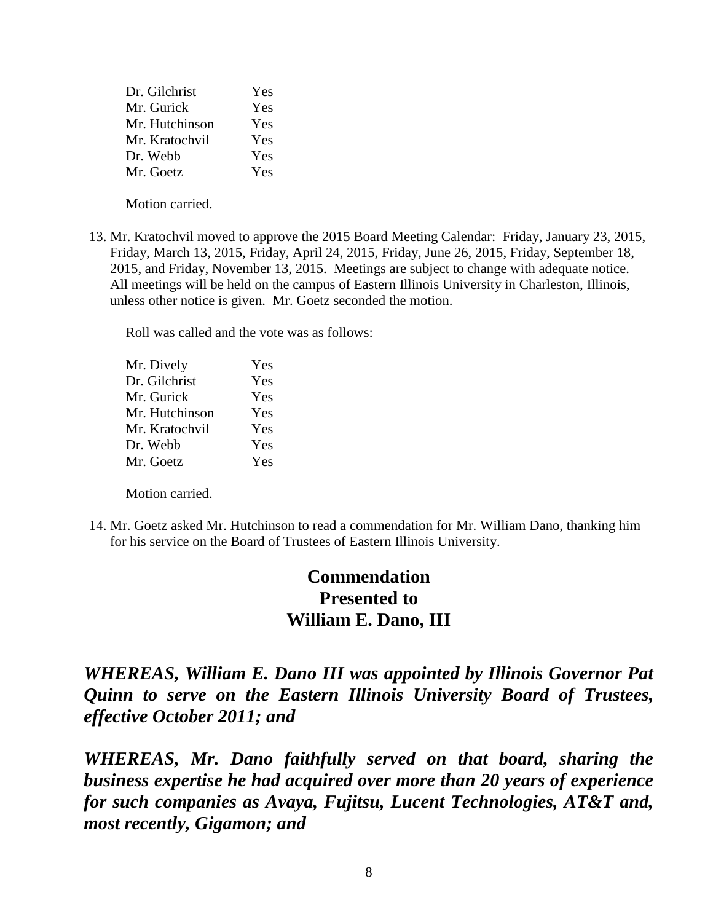| | |
|---|---|
| Dr. Gilchrist | Yes |
| Mr. Gurick | Yes |
| Mr. Hutchinson | Yes |
| Mr. Kratochvil | Yes |
| Dr. Webb | Yes |
| Mr. Goetz | Yes |

Motion carried.

13. Mr. Kratochvil moved to approve the 2015 Board Meeting Calendar: Friday, January 23, 2015, Friday, March 13, 2015, Friday, April 24, 2015, Friday, June 26, 2015, Friday, September 18, 2015, and Friday, November 13, 2015. Meetings are subject to change with adequate notice. All meetings will be held on the campus of Eastern Illinois University in Charleston, Illinois, unless other notice is given. Mr. Goetz seconded the motion.

    Roll was called and the vote was as follows:

| | |
|---|---|
| Mr. Dively | Yes |
| Dr. Gilchrist | Yes |
| Mr. Gurick | Yes |
| Mr. Hutchinson | Yes |
| Mr. Kratochvil | Yes |
| Dr. Webb | Yes |
| Mr. Goetz | Yes |

    Motion carried.

14. Mr. Goetz asked Mr. Hutchinson to read a commendation for Mr. William Dano, thanking him for his service on the Board of Trustees of Eastern Illinois University.

**Commendation**
**Presented to**
**William E. Dano, III**

***WHEREAS, William E. Dano III was appointed by Illinois Governor Pat Quinn to serve on the Eastern Illinois University Board of Trustees, effective October 2011; and***

***WHEREAS, Mr. Dano faithfully served on that board, sharing the business expertise he had acquired over more than 20 years of experience for such companies as Avaya, Fujitsu, Lucent Technologies, AT&T and, most recently, Gigamon; and***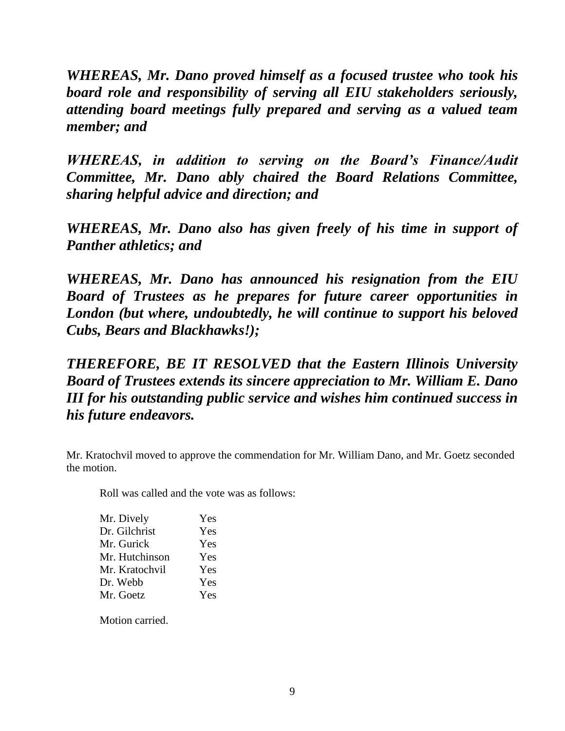***WHEREAS, Mr. Dano proved himself as a focused trustee who took his board role and responsibility of serving all EIU stakeholders seriously, attending board meetings fully prepared and serving as a valued team member; and***

***WHEREAS, in addition to serving on the Board's Finance/Audit Committee, Mr. Dano ably chaired the Board Relations Committee, sharing helpful advice and direction; and***

***WHEREAS, Mr. Dano also has given freely of his time in support of Panther athletics; and***

***WHEREAS, Mr. Dano has announced his resignation from the EIU Board of Trustees as he prepares for future career opportunities in London (but where, undoubtedly, he will continue to support his beloved Cubs, Bears and Blackhawks!);***

***THEREFORE, BE IT RESOLVED that the Eastern Illinois University Board of Trustees extends its sincere appreciation to Mr. William E. Dano III for his outstanding public service and wishes him continued success in his future endeavors.***

Mr. Kratochvil moved to approve the commendation for Mr. William Dano, and Mr. Goetz seconded the motion.

Roll was called and the vote was as follows:

| | |
|---|---|
| Mr. Dively | Yes |
| Dr. Gilchrist | Yes |
| Mr. Gurick | Yes |
| Mr. Hutchinson | Yes |
| Mr. Kratochvil | Yes |
| Dr. Webb | Yes |
| Mr. Goetz | Yes |

Motion carried.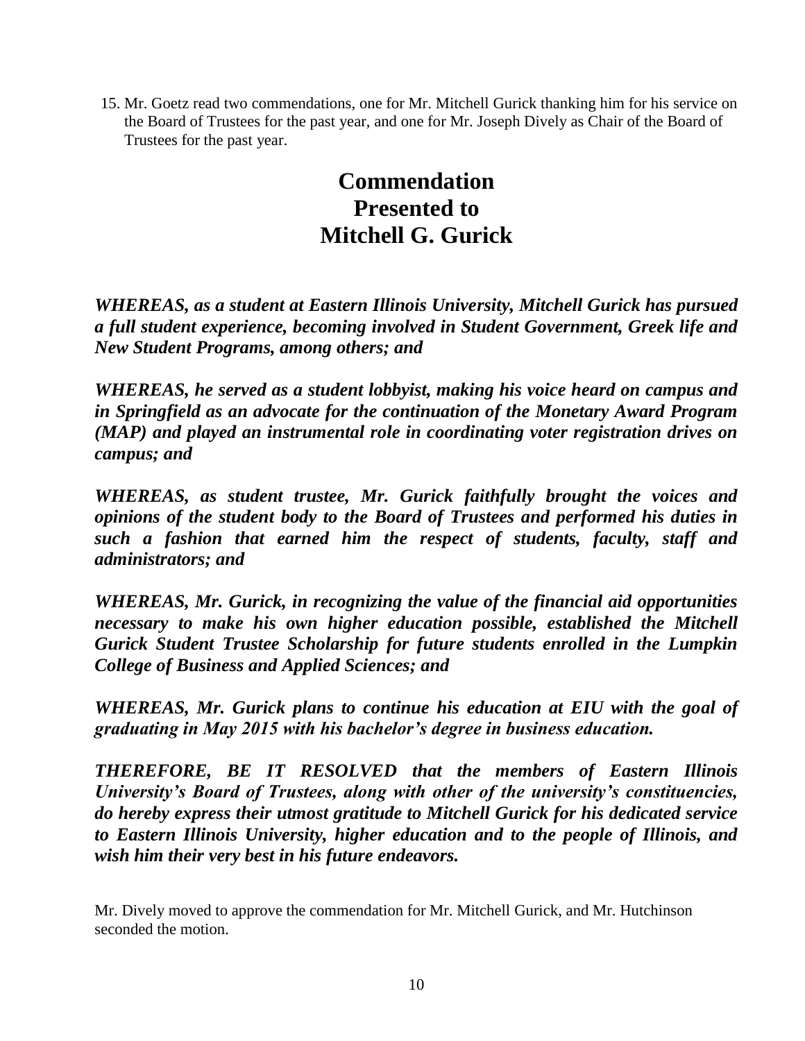15. Mr. Goetz read two commendations, one for Mr. Mitchell Gurick thanking him for his service on the Board of Trustees for the past year, and one for Mr. Joseph Dively as Chair of the Board of Trustees for the past year.

# Commendation
# Presented to
# Mitchell G. Gurick

***WHEREAS, as a student at Eastern Illinois University, Mitchell Gurick has pursued a full student experience, becoming involved in Student Government, Greek life and New Student Programs, among others; and***

***WHEREAS, he served as a student lobbyist, making his voice heard on campus and in Springfield as an advocate for the continuation of the Monetary Award Program (MAP) and played an instrumental role in coordinating voter registration drives on campus; and***

***WHEREAS, as student trustee, Mr. Gurick faithfully brought the voices and opinions of the student body to the Board of Trustees and performed his duties in such a fashion that earned him the respect of students, faculty, staff and administrators; and***

***WHEREAS, Mr. Gurick, in recognizing the value of the financial aid opportunities necessary to make his own higher education possible, established the Mitchell Gurick Student Trustee Scholarship for future students enrolled in the Lumpkin College of Business and Applied Sciences; and***

***WHEREAS, Mr. Gurick plans to continue his education at EIU with the goal of graduating in May 2015 with his bachelor's degree in business education.***

***THEREFORE, BE IT RESOLVED that the members of Eastern Illinois University's Board of Trustees, along with other of the university's constituencies, do hereby express their utmost gratitude to Mitchell Gurick for his dedicated service to Eastern Illinois University, higher education and to the people of Illinois, and wish him their very best in his future endeavors.***

Mr. Dively moved to approve the commendation for Mr. Mitchell Gurick, and Mr. Hutchinson seconded the motion.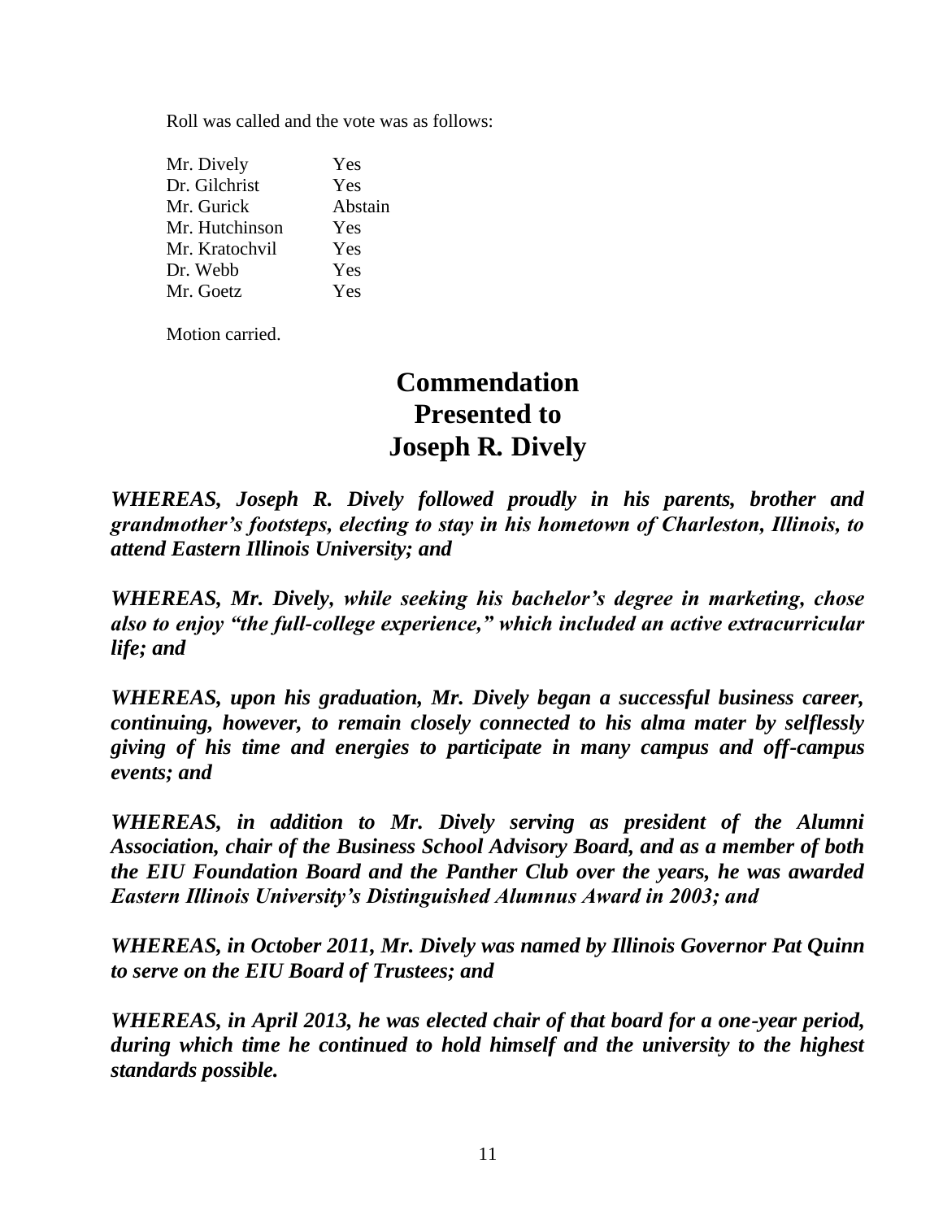Roll was called and the vote was as follows:

| | |
|---|---|
| Mr. Dively | Yes |
| Dr. Gilchrist | Yes |
| Mr. Gurick | Abstain |
| Mr. Hutchinson | Yes |
| Mr. Kratochvil | Yes |
| Dr. Webb | Yes |
| Mr. Goetz | Yes |

Motion carried.

# Commendation Presented to Joseph R. Dively

***WHEREAS, Joseph R. Dively followed proudly in his parents, brother and grandmother's footsteps, electing to stay in his hometown of Charleston, Illinois, to attend Eastern Illinois University; and***

***WHEREAS, Mr. Dively, while seeking his bachelor's degree in marketing, chose also to enjoy "the full-college experience," which included an active extracurricular life; and***

***WHEREAS, upon his graduation, Mr. Dively began a successful business career, continuing, however, to remain closely connected to his alma mater by selflessly giving of his time and energies to participate in many campus and off-campus events; and***

***WHEREAS, in addition to Mr. Dively serving as president of the Alumni Association, chair of the Business School Advisory Board, and as a member of both the EIU Foundation Board and the Panther Club over the years, he was awarded Eastern Illinois University's Distinguished Alumnus Award in 2003; and***

***WHEREAS, in October 2011, Mr. Dively was named by Illinois Governor Pat Quinn to serve on the EIU Board of Trustees; and***

***WHEREAS, in April 2013, he was elected chair of that board for a one-year period, during which time he continued to hold himself and the university to the highest standards possible.***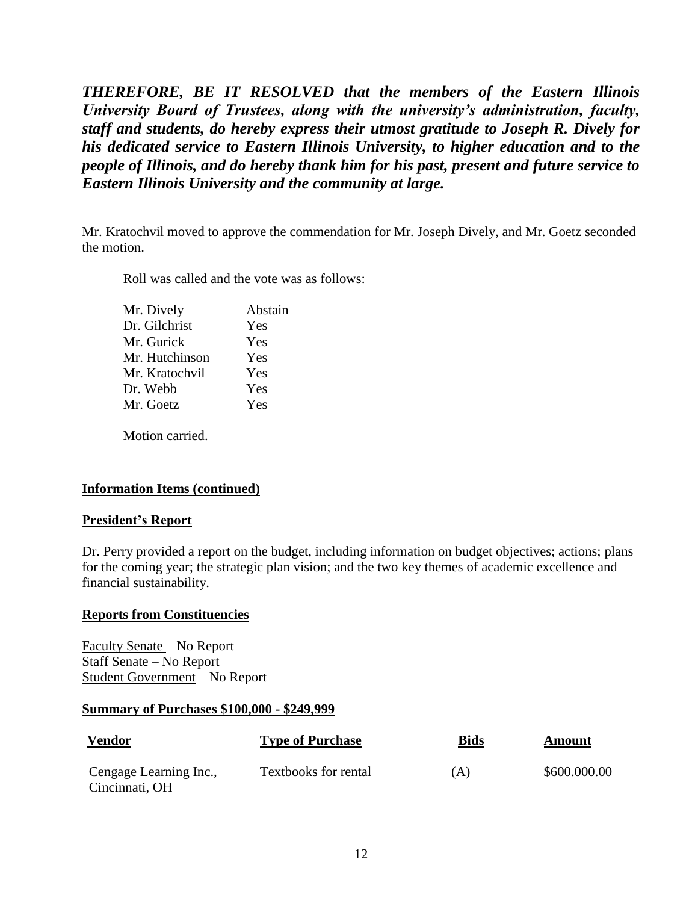***THEREFORE, BE IT RESOLVED that the members of the Eastern Illinois University Board of Trustees, along with the university's administration, faculty, staff and students, do hereby express their utmost gratitude to Joseph R. Dively for his dedicated service to Eastern Illinois University, to higher education and to the people of Illinois, and do hereby thank him for his past, present and future service to Eastern Illinois University and the community at large.***

Mr. Kratochvil moved to approve the commendation for Mr. Joseph Dively, and Mr. Goetz seconded the motion.

Roll was called and the vote was as follows:

| | |
|---|---|
| Mr. Dively | Abstain |
| Dr. Gilchrist | Yes |
| Mr. Gurick | Yes |
| Mr. Hutchinson | Yes |
| Mr. Kratochvil | Yes |
| Dr. Webb | Yes |
| Mr. Goetz | Yes |

Motion carried.

## Information Items (continued)

### President's Report

Dr. Perry provided a report on the budget, including information on budget objectives; actions; plans for the coming year; the strategic plan vision; and the two key themes of academic excellence and financial sustainability.

### Reports from Constituencies

Faculty Senate – No Report
Staff Senate – No Report
Student Government – No Report

### Summary of Purchases $100,000 - $249,999

| Vendor | Type of Purchase | Bids | Amount |
|---|---|---|---|
| Cengage Learning Inc., Cincinnati, OH | Textbooks for rental | (A) | $600.000.00 |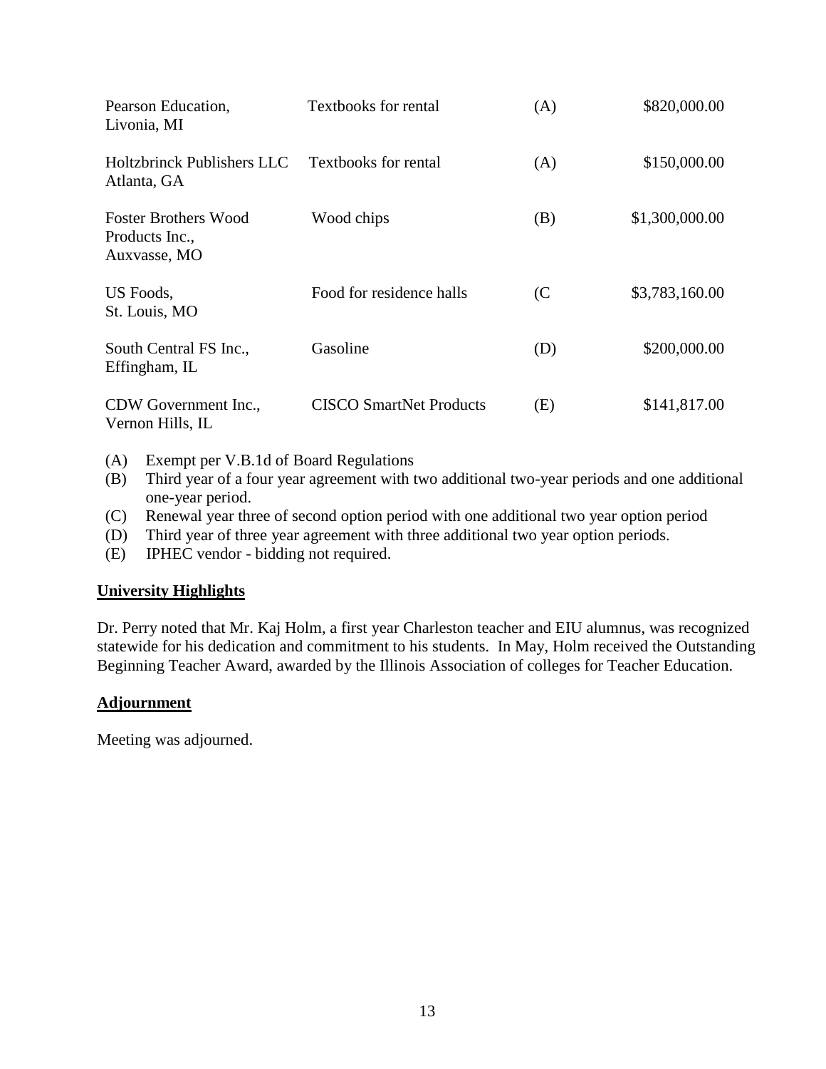| | | | |
|---|---|---|---|
| Pearson Education, Livonia, MI | Textbooks for rental | (A) | \$820,000.00 |
| Holtzbrinck Publishers LLC Atlanta, GA | Textbooks for rental | (A) | \$150,000.00 |
| Foster Brothers Wood Products Inc., Auxvasse, MO | Wood chips | (B) | \$1,300,000.00 |
| US Foods, St. Louis, MO | Food for residence halls | (C | \$3,783,160.00 |
| South Central FS Inc., Effingham, IL | Gasoline | (D) | \$200,000.00 |
| CDW Government Inc., Vernon Hills, IL | CISCO SmartNet Products | (E) | \$141,817.00 |

(A) Exempt per V.B.1d of Board Regulations
(B) Third year of a four year agreement with two additional two-year periods and one additional one-year period.
(C) Renewal year three of second option period with one additional two year option period
(D) Third year of three year agreement with three additional two year option periods.
(E) IPHEC vendor - bidding not required.

**University Highlights**

Dr. Perry noted that Mr. Kaj Holm, a first year Charleston teacher and EIU alumnus, was recognized statewide for his dedication and commitment to his students. In May, Holm received the Outstanding Beginning Teacher Award, awarded by the Illinois Association of colleges for Teacher Education.

**Adjournment**

Meeting was adjourned.